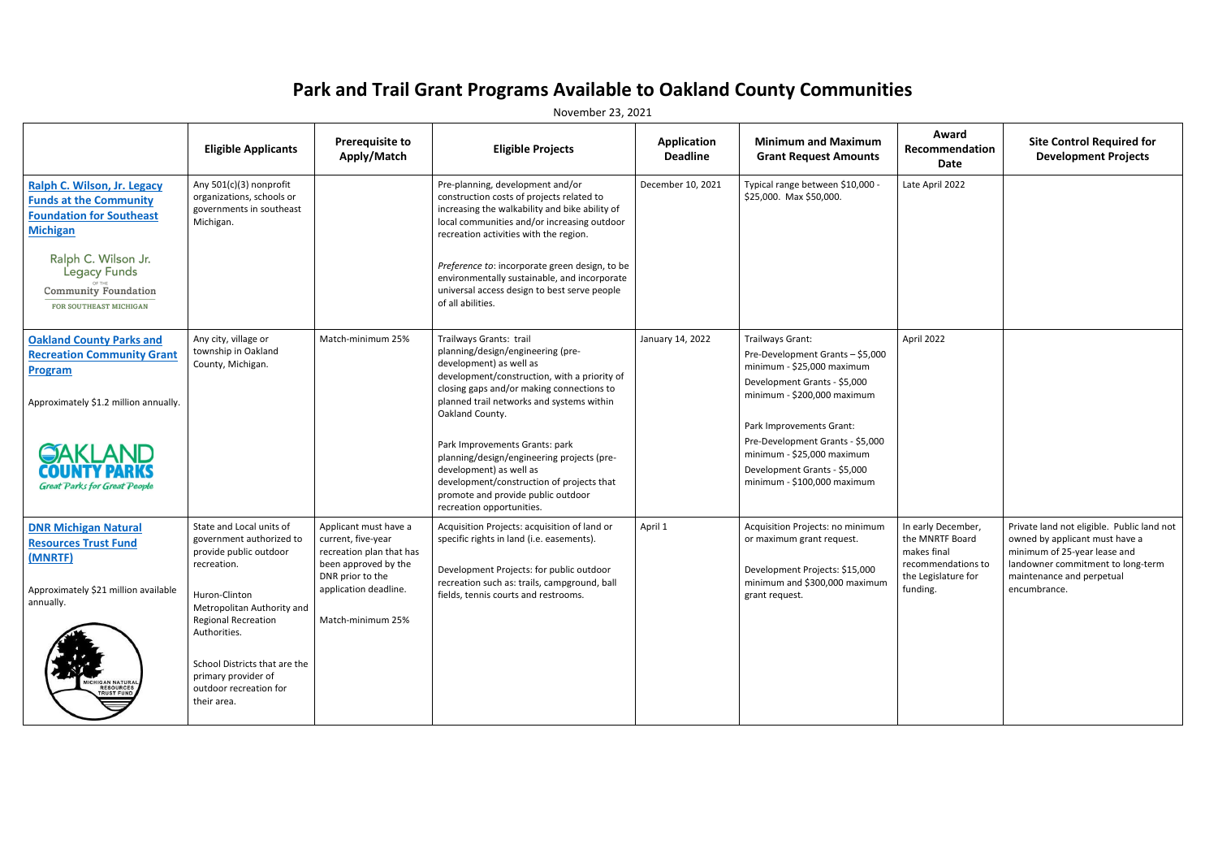# Park and Trail Grant Programs Available to Oakland County Communities

November 23, 2021

| | Eligible Applicants | Prerequisite to Apply/Match | Eligible Projects | Application Deadline | Minimum and Maximum Grant Request Amounts | Award Recommendation Date | Site Control Required for Development Projects |
|---|---|---|---|---|---|---|---|
| **Ralph C. Wilson, Jr. Legacy Funds at the Community Foundation for Southeast Michigan** | Any 501(c)(3) nonprofit organizations, schools or governments in southeast Michigan. | | Pre-planning, development and/or construction costs of projects related to increasing the walkability and bike ability of local communities and/or increasing outdoor recreation activities with the region.<br><br>*Preference to*: incorporate green design, to be environmentally sustainable, and incorporate universal access design to best serve people of all abilities. | December 10, 2021 | Typical range between $10,000 - $25,000. Max $50,000. | Late April 2022 | |
| **Oakland County Parks and Recreation Community Grant Program**<br><br>Approximately $1.2 million annually. | Any city, village or township in Oakland County, Michigan. | Match-minimum 25% | Trailways Grants: trail planning/design/engineering (pre-development) as well as development/construction, with a priority of closing gaps and/or making connections to planned trail networks and systems within Oakland County.<br><br>Park Improvements Grants: park planning/design/engineering projects (pre-development) as well as development/construction of projects that promote and provide public outdoor recreation opportunities. | January 14, 2022 | Trailways Grant:<br>Pre-Development Grants – $5,000 minimum - $25,000 maximum<br>Development Grants - $5,000 minimum - $200,000 maximum<br><br>Park Improvements Grant:<br>Pre-Development Grants - $5,000 minimum - $25,000 maximum<br>Development Grants - $5,000 minimum - $100,000 maximum | April 2022 | |
| **DNR Michigan Natural Resources Trust Fund (MNRTF)**<br><br>Approximately $21 million available annually. | State and Local units of government authorized to provide public outdoor recreation.<br><br>Huron-Clinton Metropolitan Authority and Regional Recreation Authorities.<br><br>School Districts that are the primary provider of outdoor recreation for their area. | Applicant must have a current, five-year recreation plan that has been approved by the DNR prior to the application deadline.<br><br>Match-minimum 25% | Acquisition Projects: acquisition of land or specific rights in land (i.e. easements).<br><br>Development Projects: for public outdoor recreation such as: trails, campground, ball fields, tennis courts and restrooms. | April 1 | Acquisition Projects: no minimum or maximum grant request.<br><br>Development Projects: $15,000 minimum and $300,000 maximum grant request. | In early December, the MNRTF Board makes final recommendations to the Legislature for funding. | Private land not eligible. Public land not owned by applicant must have a minimum of 25-year lease and landowner commitment to long-term maintenance and perpetual encumbrance. |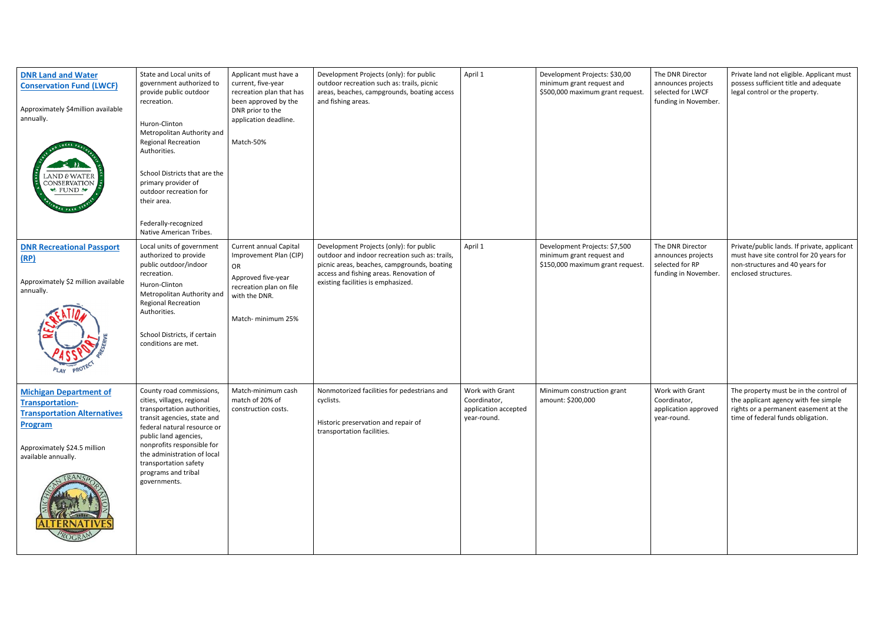| | | | | | | | |
|---|---|---|---|---|---|---|---|
| **DNR Land and Water Conservation Fund (LWCF)**<br><br>Approximately $4million available annually. | State and Local units of government authorized to provide public outdoor recreation.<br><br>Huron-Clinton Metropolitan Authority and Regional Recreation Authorities.<br><br>School Districts that are the primary provider of outdoor recreation for their area.<br><br>Federally-recognized Native American Tribes. | Applicant must have a current, five-year recreation plan that has been approved by the DNR prior to the application deadline.<br><br>Match-50% | Development Projects (only): for public outdoor recreation such as: trails, picnic areas, beaches, campgrounds, boating access and fishing areas. | April 1 | Development Projects: $30,00 minimum grant request and $500,000 maximum grant request. | The DNR Director announces projects selected for LWCF funding in November. | Private land not eligible. Applicant must possess sufficient title and adequate legal control or the property. |
| **DNR Recreational Passport (RP)**<br><br>Approximately $2 million available annually. | Local units of government authorized to provide public outdoor/indoor recreation.<br>Huron-Clinton Metropolitan Authority and Regional Recreation Authorities.<br><br>School Districts, if certain conditions are met. | Current annual Capital Improvement Plan (CIP)<br>OR<br>Approved five-year recreation plan on file with the DNR.<br><br>Match- minimum 25% | Development Projects (only): for public outdoor and indoor recreation such as: trails, picnic areas, beaches, campgrounds, boating access and fishing areas. Renovation of existing facilities is emphasized. | April 1 | Development Projects: $7,500 minimum grant request and $150,000 maximum grant request. | The DNR Director announces projects selected for RP funding in November. | Private/public lands. If private, applicant must have site control for 20 years for non-structures and 40 years for enclosed structures. |
| **Michigan Department of Transportation-Transportation Alternatives Program**<br><br>Approximately $24.5 million available annually. | County road commissions, cities, villages, regional transportation authorities, transit agencies, state and federal natural resource or public land agencies, nonprofits responsible for the administration of local transportation safety programs and tribal governments. | Match-minimum cash match of 20% of construction costs. | Nonmotorized facilities for pedestrians and cyclists.<br><br>Historic preservation and repair of transportation facilities. | Work with Grant Coordinator, application accepted year-round. | Minimum construction grant amount: $200,000 | Work with Grant Coordinator, application approved year-round. | The property must be in the control of the applicant agency with fee simple rights or a permanent easement at the time of federal funds obligation. |